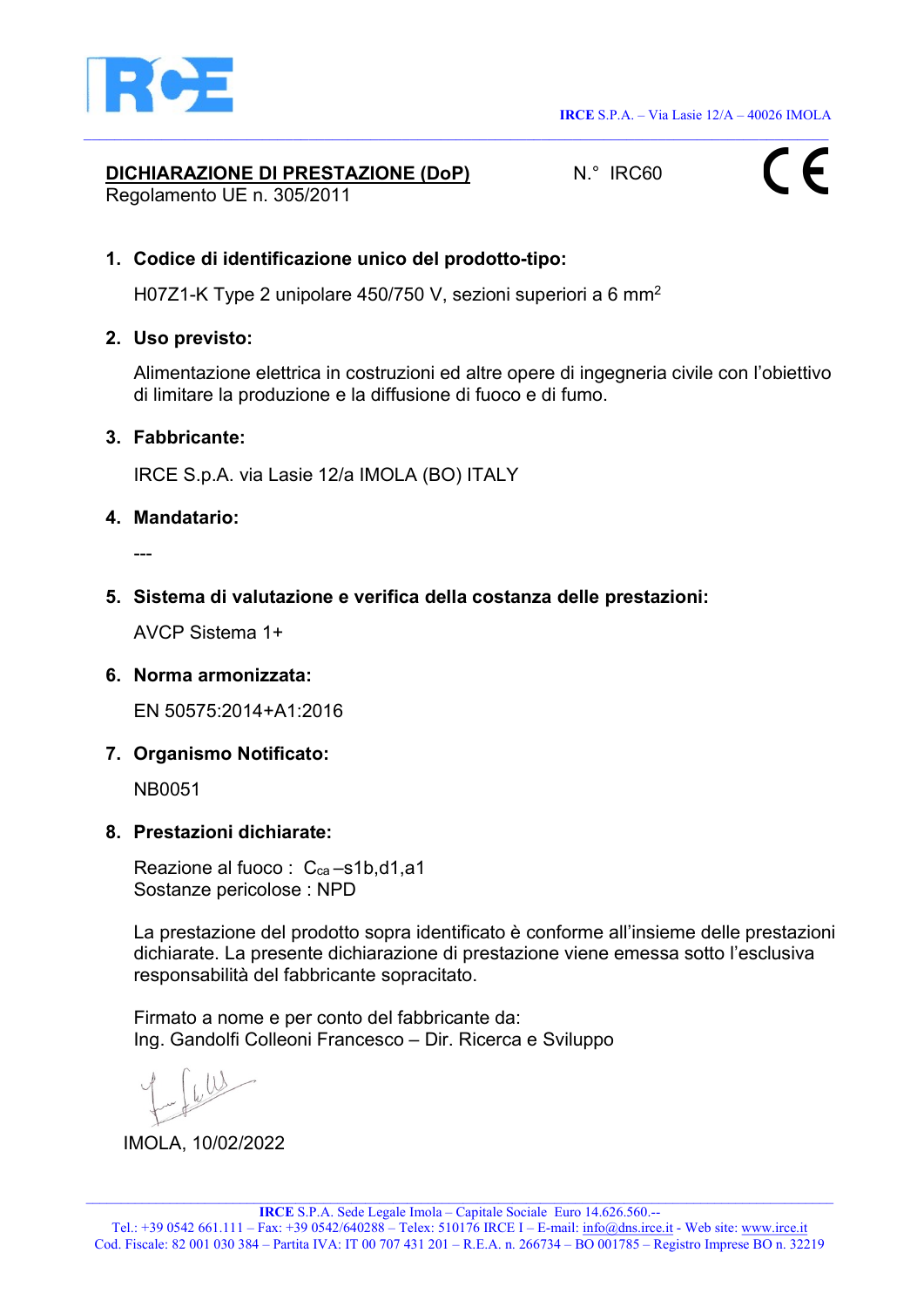IRCE S.P.A. – Via Lasie 12/A – 40026 IMOLA

## DICHIARAZIONE DI PRESTAZIONE (DoP)

Regolamento UE n. 305/2011

N.° IRC60

CE

1. **Codice di identificazione unico del prodotto-tipo:**

   H07Z1-K Type 2 unipolare 450/750 V, sezioni superiori a 6 $mm^2$

2. **Uso previsto:**

   Alimentazione elettrica in costruzioni ed altre opere di ingegneria civile con l'obiettivo di limitare la produzione e la diffusione di fuoco e di fumo.

3. **Fabbricante:**

   IRCE S.p.A. via Lasie 12/a IMOLA (BO) ITALY

4. **Mandatario:**

   ---

5. **Sistema di valutazione e verifica della costanza delle prestazioni:**

   AVCP Sistema 1+

6. **Norma armonizzata:**

   EN 50575:2014+A1:2016

7. **Organismo Notificato:**

   NB0051

8. **Prestazioni dichiarate:**

   Reazione al fuoco : $C_{ca}$ –s1b,d1,a1
   Sostanze pericolose : NPD

   La prestazione del prodotto sopra identificato è conforme all'insieme delle prestazioni dichiarate. La presente dichiarazione di prestazione viene emessa sotto l'esclusiva responsabilità del fabbricante sopracitato.

   Firmato a nome e per conto del fabbricante da:
   Ing. Gandolfi Colleoni Francesco – Dir. Ricerca e Sviluppo

IMOLA, 10/02/2022

IRCE S.P.A. Sede Legale Imola – Capitale Sociale Euro 14.626.560.--
Tel.: +39 0542 661.111 – Fax: +39 0542/640288 – Telex: 510176 IRCE I – E-mail: info@dns.irce.it - Web site: www.irce.it
Cod. Fiscale: 82 001 030 384 – Partita IVA: IT 00 707 431 201 – R.E.A. n. 266734 – BO 001785 – Registro Imprese BO n. 32219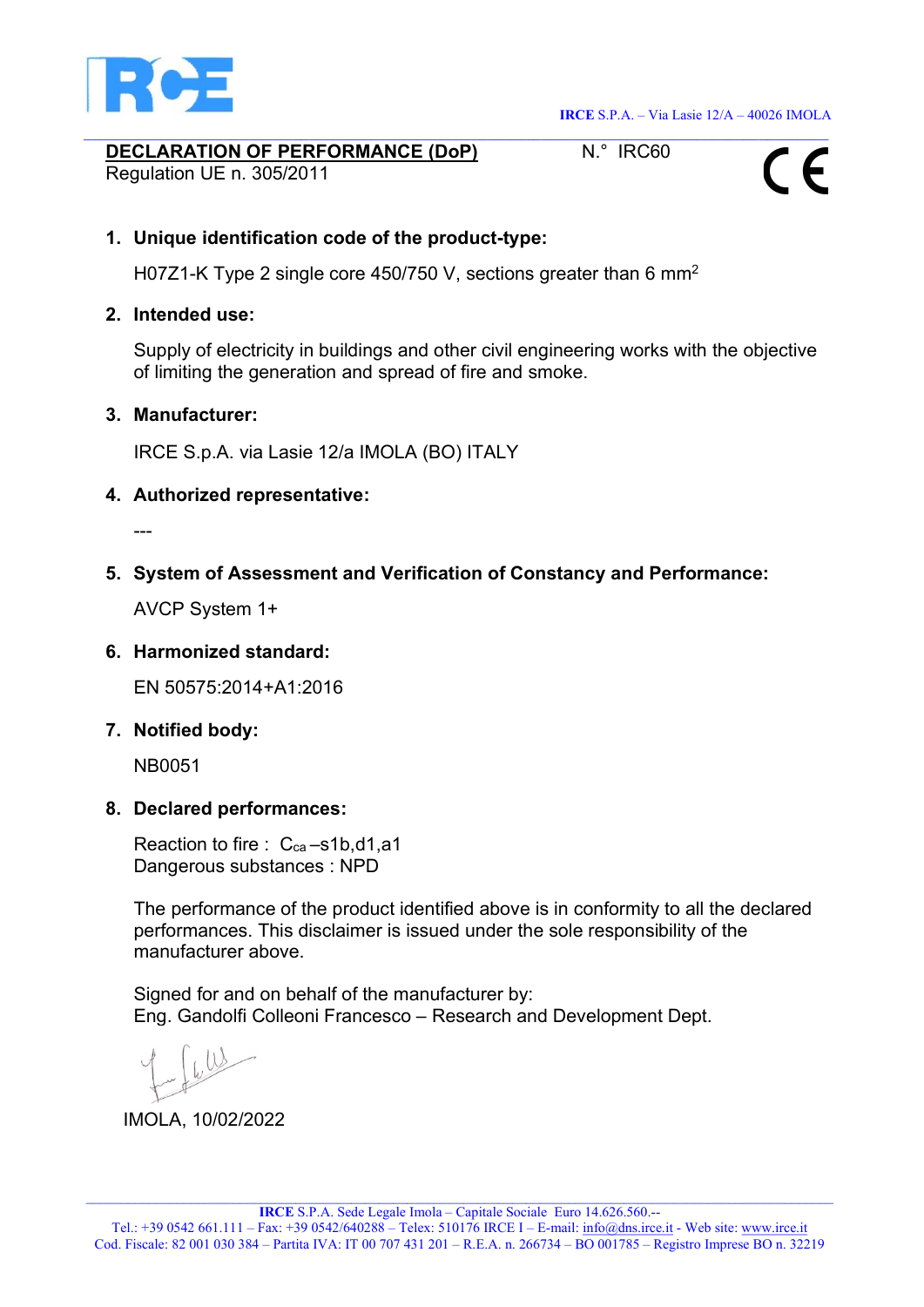IRCE S.P.A. – Via Lasie 12/A – 40026 IMOLA

**DECLARATION OF PERFORMANCE (DoP)**
Regulation UE n. 305/2011

N.° IRC60

CE

1. **Unique identification code of the product-type:**

   H07Z1-K Type 2 single core 450/750 V, sections greater than 6 $mm^2$

2. **Intended use:**

   Supply of electricity in buildings and other civil engineering works with the objective of limiting the generation and spread of fire and smoke.

3. **Manufacturer:**

   IRCE S.p.A. via Lasie 12/a IMOLA (BO) ITALY

4. **Authorized representative:**

   ---

5. **System of Assessment and Verification of Constancy and Performance:**

   AVCP System 1+

6. **Harmonized standard:**

   EN 50575:2014+A1:2016

7. **Notified body:**

   NB0051

8. **Declared performances:**

   Reaction to fire : $C_{ca}$ –s1b,d1,a1
   Dangerous substances : NPD

   The performance of the product identified above is in conformity to all the declared performances. This disclaimer is issued under the sole responsibility of the manufacturer above.

   Signed for and on behalf of the manufacturer by:
   Eng. Gandolfi Colleoni Francesco – Research and Development Dept.

IMOLA, 10/02/2022

**IRCE** S.P.A. Sede Legale Imola – Capitale Sociale Euro 14.626.560.--
Tel.: +39 0542 661.111 – Fax: +39 0542/640288 – Telex: 510176 IRCE I – E-mail: info@dns.irce.it - Web site: www.irce.it
Cod. Fiscale: 82 001 030 384 – Partita IVA: IT 00 707 431 201 – R.E.A. n. 266734 – BO 001785 – Registro Imprese BO n. 32219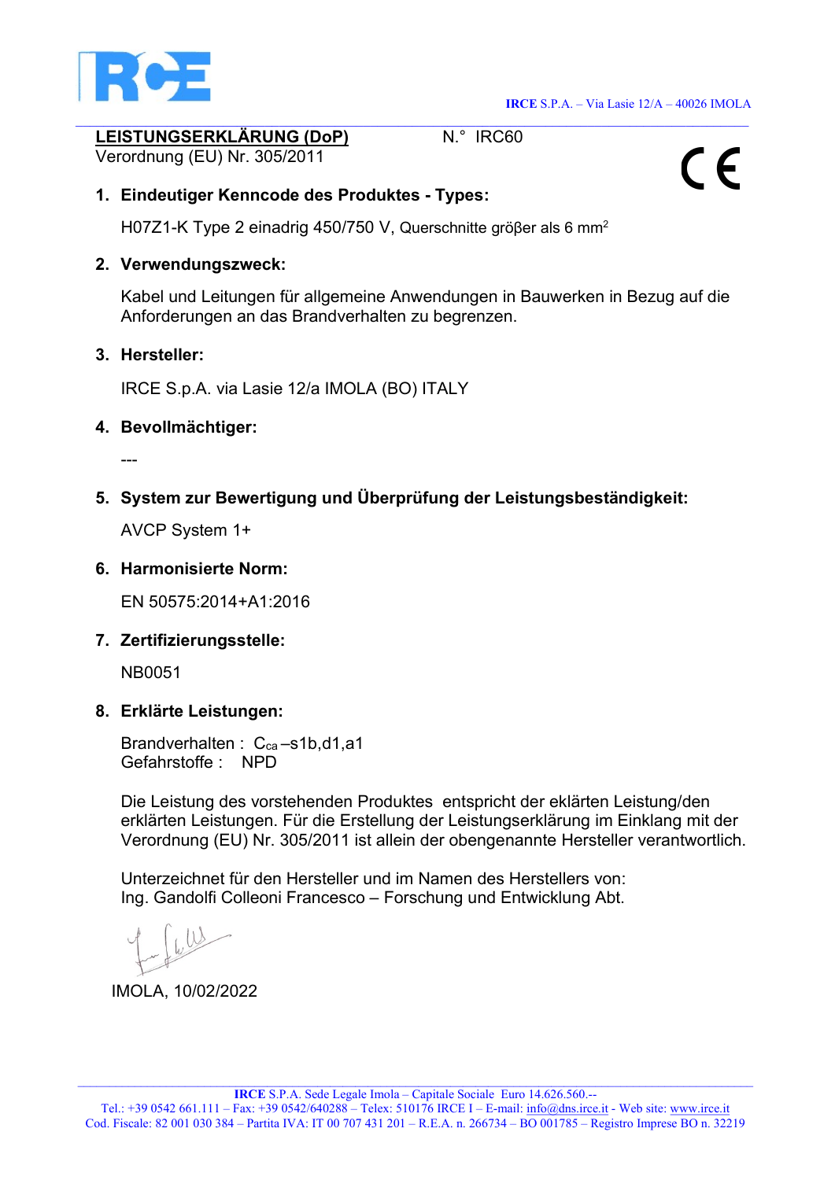IRCE S.P.A. – Via Lasie 12/A – 40026 IMOLA

**LEISTUNGSERKLÄRUNG (DoP)** N.° IRC60
Verordnung (EU) Nr. 305/2011

CE

1. **Eindeutiger Kenncode des Produktes - Types:**

   H07Z1-K Type 2 einadrig 450/750 V, Querschnitte größer als 6 $mm^2$

2. **Verwendungszweck:**

   Kabel und Leitungen für allgemeine Anwendungen in Bauwerken in Bezug auf die Anforderungen an das Brandverhalten zu begrenzen.

3. **Hersteller:**

   IRCE S.p.A. via Lasie 12/a IMOLA (BO) ITALY

4. **Bevollmächtiger:**

   ---

5. **System zur Bewertigung und Überprüfung der Leistungsbeständigkeit:**

   AVCP System 1+

6. **Harmonisierte Norm:**

   EN 50575:2014+A1:2016

7. **Zertifizierungsstelle:**

   NB0051

8. **Erklärte Leistungen:**

   Brandverhalten : $C_{ca}$ –s1b,d1,a1
   Gefahrstoffe : NPD

   Die Leistung des vorstehenden Produktes entspricht der eklärten Leistung/den erklärten Leistungen. Für die Erstellung der Leistungserklärung im Einklang mit der Verordnung (EU) Nr. 305/2011 ist allein der obengenannte Hersteller verantwortlich.

   Unterzeichnet für den Hersteller und im Namen des Herstellers von:
   Ing. Gandolfi Colleoni Francesco – Forschung und Entwicklung Abt.

IMOLA, 10/02/2022

IRCE S.P.A. Sede Legale Imola – Capitale Sociale Euro 14.626.560.--
Tel.: +39 0542 661.111 – Fax: +39 0542/640288 – Telex: 510176 IRCE I – E-mail: info@dns.irce.it - Web site: www.irce.it
Cod. Fiscale: 82 001 030 384 – Partita IVA: IT 00 707 431 201 – R.E.A. n. 266734 – BO 001785 – Registro Imprese BO n. 32219